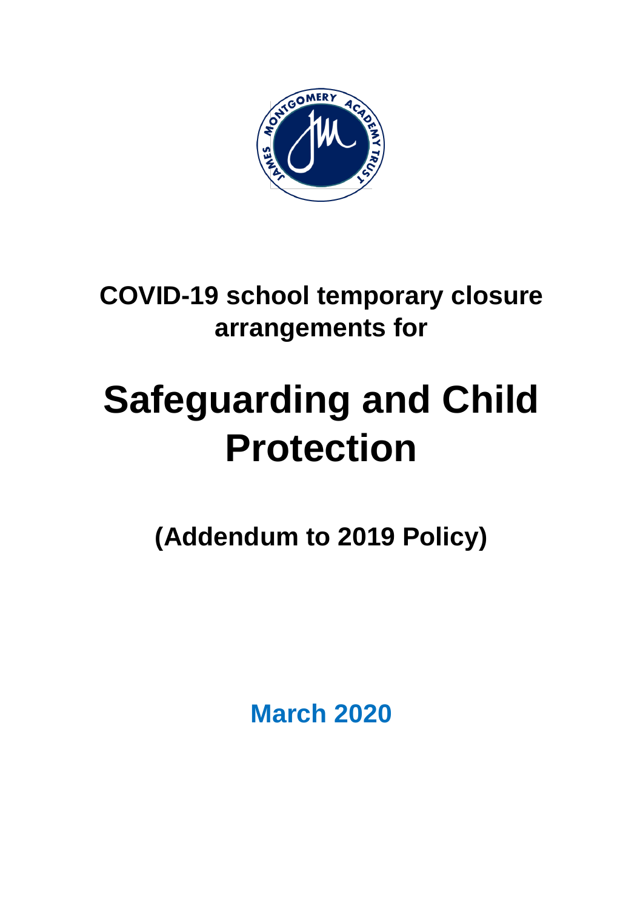COVID-19 school temporary closure arrangements for

# Safeguarding and Child Protection

**(Addendum to 2019 Policy)**

**March 2020**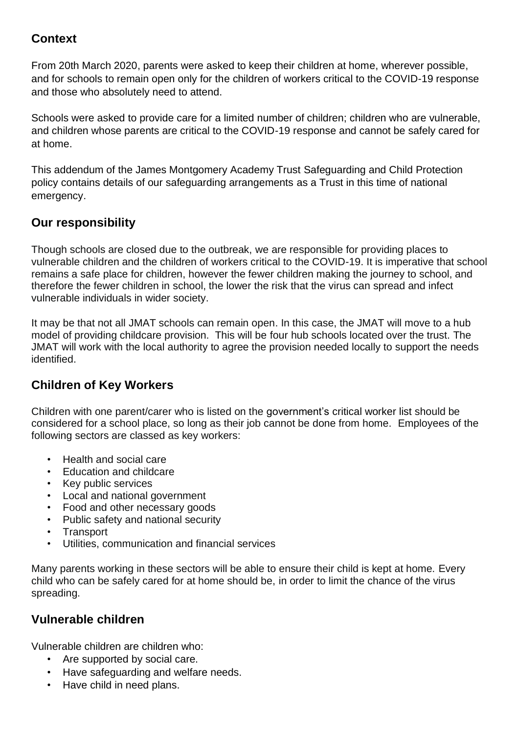## Context

From 20th March 2020, parents were asked to keep their children at home, wherever possible, and for schools to remain open only for the children of workers critical to the COVID-19 response and those who absolutely need to attend.

Schools were asked to provide care for a limited number of children; children who are vulnerable, and children whose parents are critical to the COVID-19 response and cannot be safely cared for at home.

This addendum of the James Montgomery Academy Trust Safeguarding and Child Protection policy contains details of our safeguarding arrangements as a Trust in this time of national emergency.

## Our responsibility

Though schools are closed due to the outbreak, we are responsible for providing places to vulnerable children and the children of workers critical to the COVID-19. It is imperative that school remains a safe place for children, however the fewer children making the journey to school, and therefore the fewer children in school, the lower the risk that the virus can spread and infect vulnerable individuals in wider society.

It may be that not all JMAT schools can remain open. In this case, the JMAT will move to a hub model of providing childcare provision. This will be four hub schools located over the trust. The JMAT will work with the local authority to agree the provision needed locally to support the needs identified.

## Children of Key Workers

Children with one parent/carer who is listed on the government's critical worker list should be considered for a school place, so long as their job cannot be done from home. Employees of the following sectors are classed as key workers:

- Health and social care
- Education and childcare
- Key public services
- Local and national government
- Food and other necessary goods
- Public safety and national security
- Transport
- Utilities, communication and financial services

Many parents working in these sectors will be able to ensure their child is kept at home. Every child who can be safely cared for at home should be, in order to limit the chance of the virus spreading.

## Vulnerable children

Vulnerable children are children who:

- Are supported by social care.
- Have safeguarding and welfare needs.
- Have child in need plans.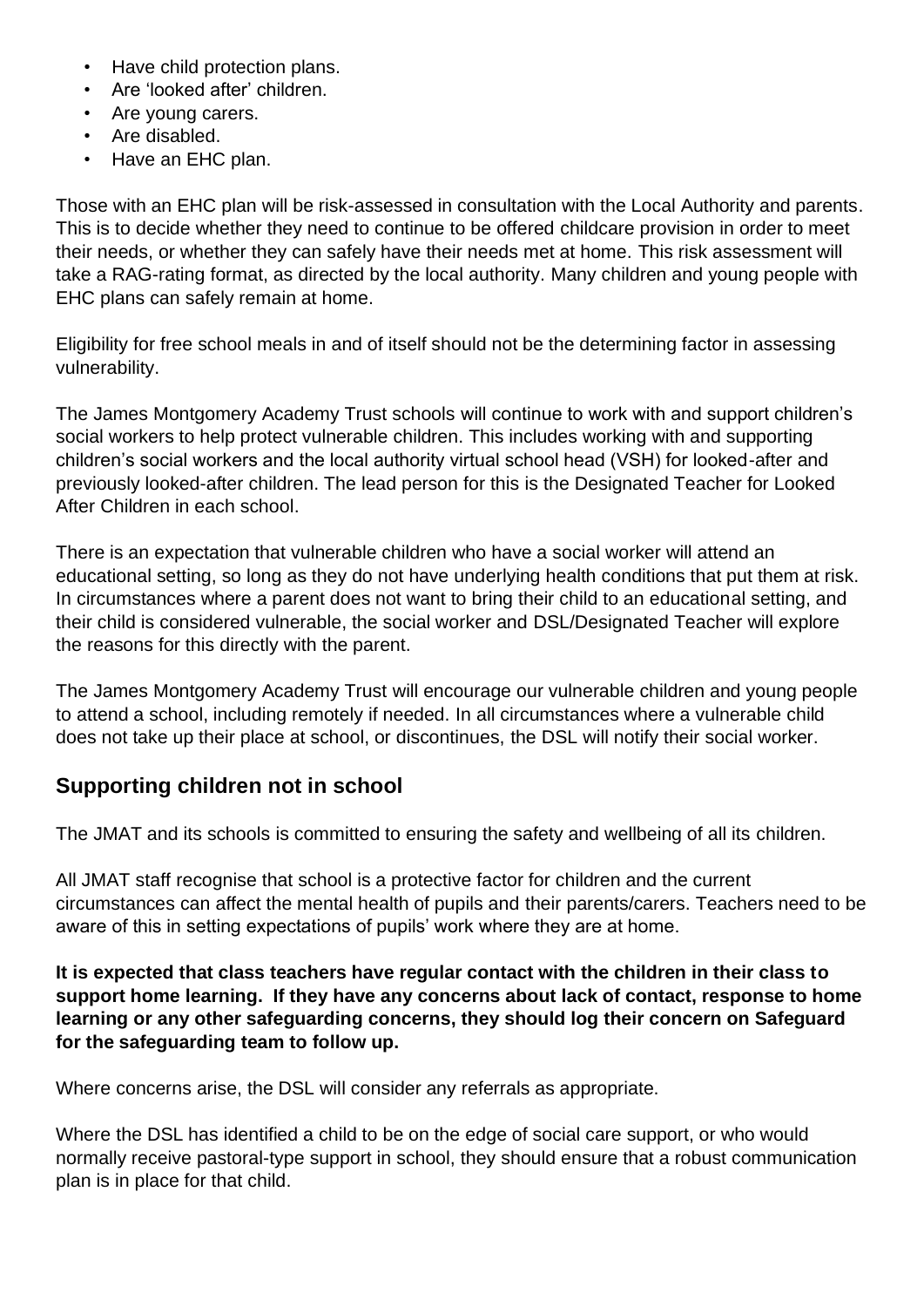- Have child protection plans.
- Are 'looked after' children.
- Are young carers.
- Are disabled.
- Have an EHC plan.

Those with an EHC plan will be risk-assessed in consultation with the Local Authority and parents. This is to decide whether they need to continue to be offered childcare provision in order to meet their needs, or whether they can safely have their needs met at home. This risk assessment will take a RAG-rating format, as directed by the local authority. Many children and young people with EHC plans can safely remain at home.

Eligibility for free school meals in and of itself should not be the determining factor in assessing vulnerability.

The James Montgomery Academy Trust schools will continue to work with and support children's social workers to help protect vulnerable children. This includes working with and supporting children's social workers and the local authority virtual school head (VSH) for looked-after and previously looked-after children. The lead person for this is the Designated Teacher for Looked After Children in each school.

There is an expectation that vulnerable children who have a social worker will attend an educational setting, so long as they do not have underlying health conditions that put them at risk. In circumstances where a parent does not want to bring their child to an educational setting, and their child is considered vulnerable, the social worker and DSL/Designated Teacher will explore the reasons for this directly with the parent.

The James Montgomery Academy Trust will encourage our vulnerable children and young people to attend a school, including remotely if needed. In all circumstances where a vulnerable child does not take up their place at school, or discontinues, the DSL will notify their social worker.

## Supporting children not in school

The JMAT and its schools is committed to ensuring the safety and wellbeing of all its children.

All JMAT staff recognise that school is a protective factor for children and the current circumstances can affect the mental health of pupils and their parents/carers. Teachers need to be aware of this in setting expectations of pupils' work where they are at home.

**It is expected that class teachers have regular contact with the children in their class to support home learning. If they have any concerns about lack of contact, response to home learning or any other safeguarding concerns, they should log their concern on Safeguard for the safeguarding team to follow up.**

Where concerns arise, the DSL will consider any referrals as appropriate.

Where the DSL has identified a child to be on the edge of social care support, or who would normally receive pastoral-type support in school, they should ensure that a robust communication plan is in place for that child.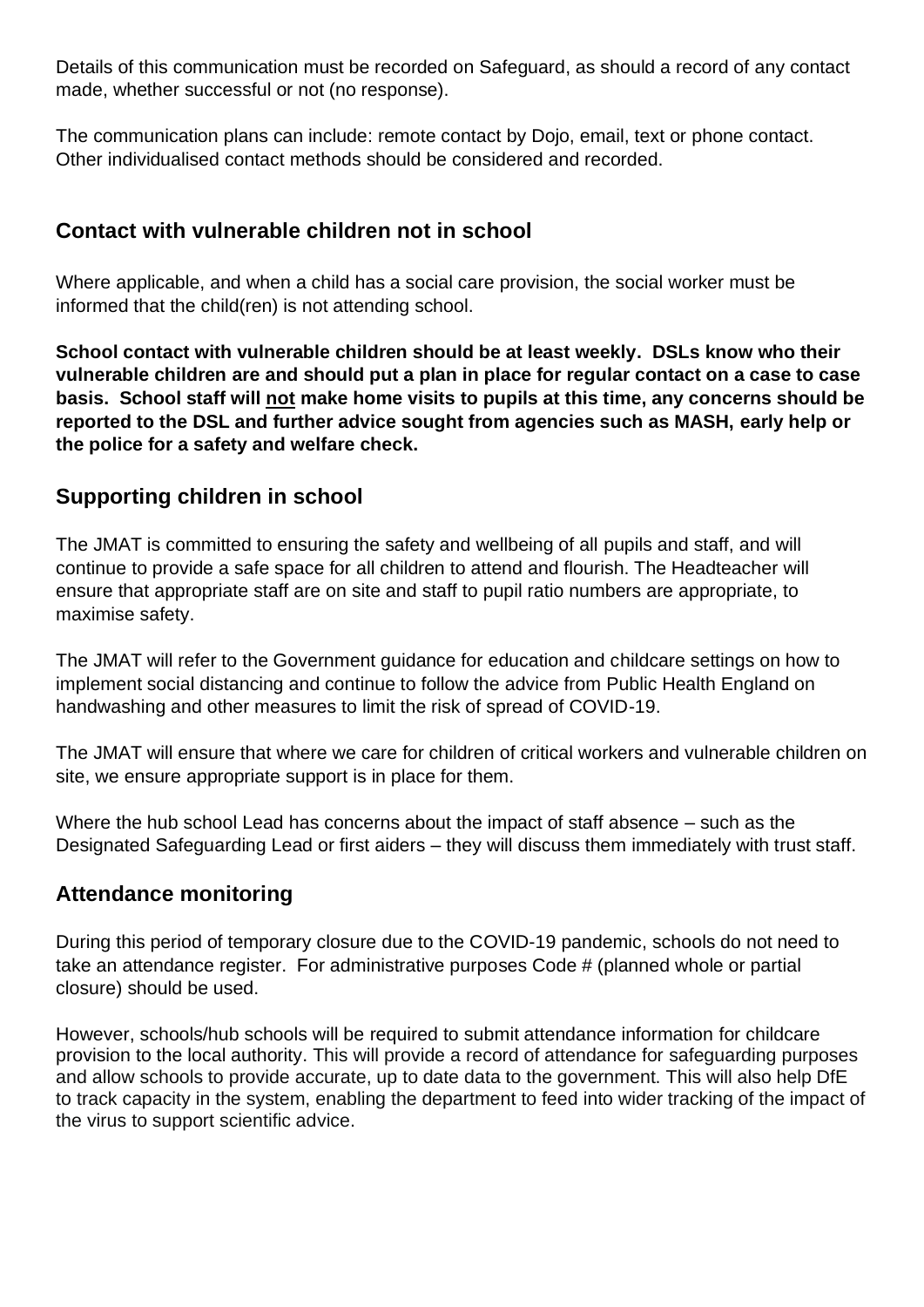Details of this communication must be recorded on Safeguard, as should a record of any contact made, whether successful or not (no response).

The communication plans can include: remote contact by Dojo, email, text or phone contact. Other individualised contact methods should be considered and recorded.

## Contact with vulnerable children not in school

Where applicable, and when a child has a social care provision, the social worker must be informed that the child(ren) is not attending school.

**School contact with vulnerable children should be at least weekly. DSLs know who their vulnerable children are and should put a plan in place for regular contact on a case to case basis. School staff will <u>not</u> make home visits to pupils at this time, any concerns should be reported to the DSL and further advice sought from agencies such as MASH, early help or the police for a safety and welfare check.**

## Supporting children in school

The JMAT is committed to ensuring the safety and wellbeing of all pupils and staff, and will continue to provide a safe space for all children to attend and flourish. The Headteacher will ensure that appropriate staff are on site and staff to pupil ratio numbers are appropriate, to maximise safety.

The JMAT will refer to the Government guidance for education and childcare settings on how to implement social distancing and continue to follow the advice from Public Health England on handwashing and other measures to limit the risk of spread of COVID-19.

The JMAT will ensure that where we care for children of critical workers and vulnerable children on site, we ensure appropriate support is in place for them.

Where the hub school Lead has concerns about the impact of staff absence – such as the Designated Safeguarding Lead or first aiders – they will discuss them immediately with trust staff.

## Attendance monitoring

During this period of temporary closure due to the COVID-19 pandemic, schools do not need to take an attendance register. For administrative purposes Code # (planned whole or partial closure) should be used.

However, schools/hub schools will be required to submit attendance information for childcare provision to the local authority. This will provide a record of attendance for safeguarding purposes and allow schools to provide accurate, up to date data to the government. This will also help DfE to track capacity in the system, enabling the department to feed into wider tracking of the impact of the virus to support scientific advice.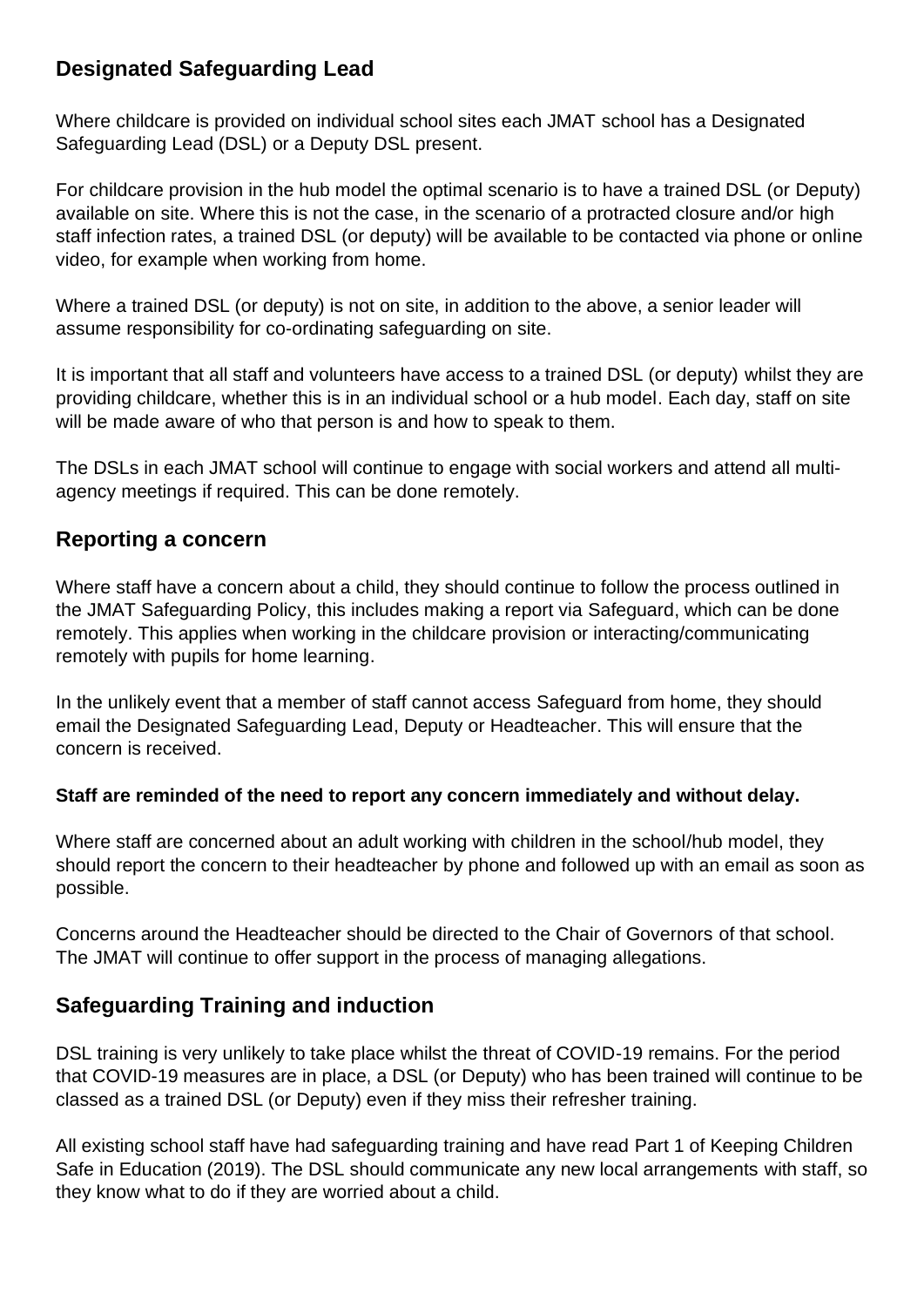## Designated Safeguarding Lead

Where childcare is provided on individual school sites each JMAT school has a Designated Safeguarding Lead (DSL) or a Deputy DSL present.

For childcare provision in the hub model the optimal scenario is to have a trained DSL (or Deputy) available on site. Where this is not the case, in the scenario of a protracted closure and/or high staff infection rates, a trained DSL (or deputy) will be available to be contacted via phone or online video, for example when working from home.

Where a trained DSL (or deputy) is not on site, in addition to the above, a senior leader will assume responsibility for co-ordinating safeguarding on site.

It is important that all staff and volunteers have access to a trained DSL (or deputy) whilst they are providing childcare, whether this is in an individual school or a hub model. Each day, staff on site will be made aware of who that person is and how to speak to them.

The DSLs in each JMAT school will continue to engage with social workers and attend all multi-agency meetings if required. This can be done remotely.

## Reporting a concern

Where staff have a concern about a child, they should continue to follow the process outlined in the JMAT Safeguarding Policy, this includes making a report via Safeguard, which can be done remotely. This applies when working in the childcare provision or interacting/communicating remotely with pupils for home learning.

In the unlikely event that a member of staff cannot access Safeguard from home, they should email the Designated Safeguarding Lead, Deputy or Headteacher. This will ensure that the concern is received.

**Staff are reminded of the need to report any concern immediately and without delay.**

Where staff are concerned about an adult working with children in the school/hub model, they should report the concern to their headteacher by phone and followed up with an email as soon as possible.

Concerns around the Headteacher should be directed to the Chair of Governors of that school. The JMAT will continue to offer support in the process of managing allegations.

## Safeguarding Training and induction

DSL training is very unlikely to take place whilst the threat of COVID-19 remains. For the period that COVID-19 measures are in place, a DSL (or Deputy) who has been trained will continue to be classed as a trained DSL (or Deputy) even if they miss their refresher training.

All existing school staff have had safeguarding training and have read Part 1 of Keeping Children Safe in Education (2019). The DSL should communicate any new local arrangements with staff, so they know what to do if they are worried about a child.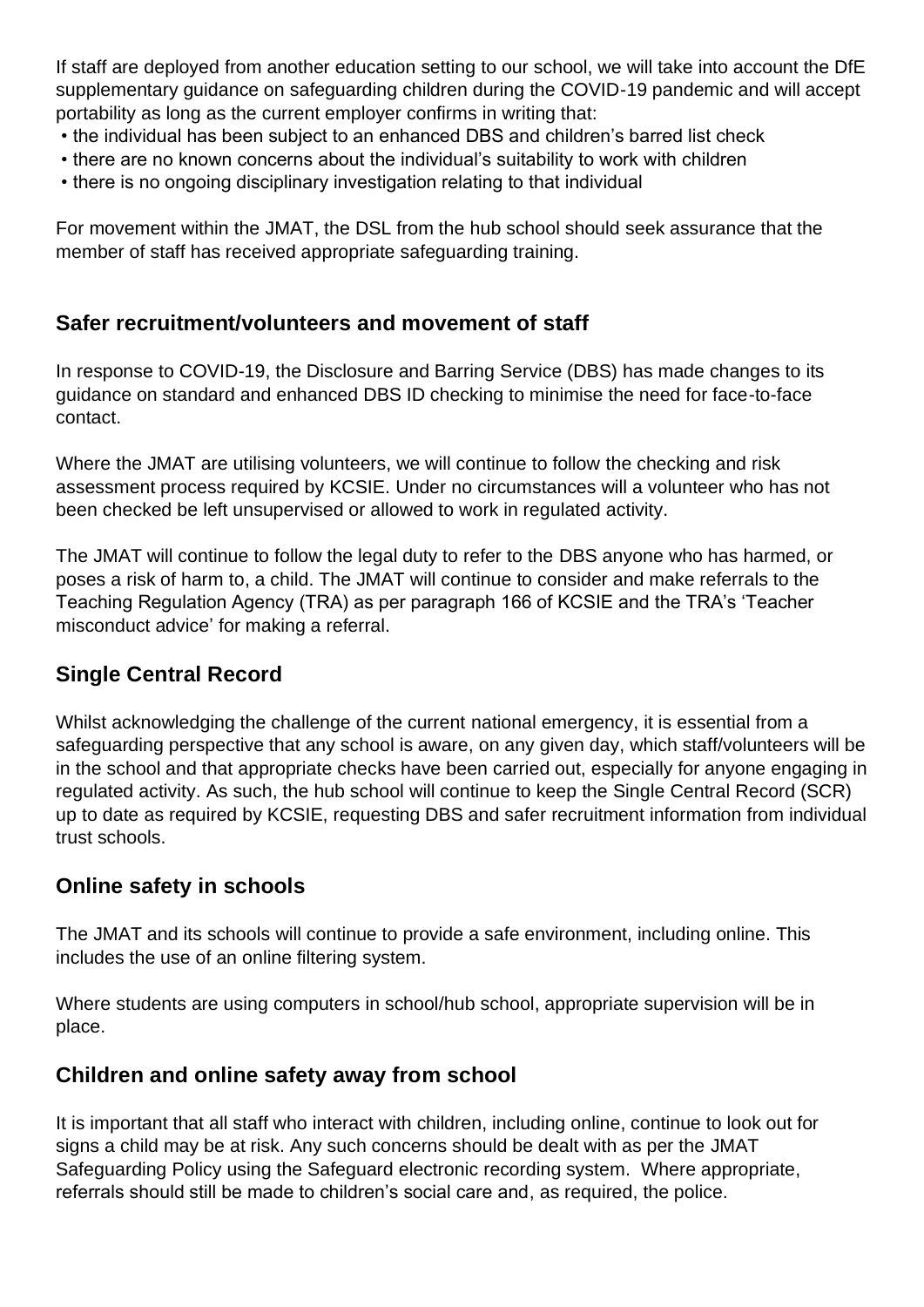If staff are deployed from another education setting to our school, we will take into account the DfE supplementary guidance on safeguarding children during the COVID-19 pandemic and will accept portability as long as the current employer confirms in writing that:

- the individual has been subject to an enhanced DBS and children's barred list check
- there are no known concerns about the individual's suitability to work with children
- there is no ongoing disciplinary investigation relating to that individual

For movement within the JMAT, the DSL from the hub school should seek assurance that the member of staff has received appropriate safeguarding training.

## Safer recruitment/volunteers and movement of staff

In response to COVID-19, the Disclosure and Barring Service (DBS) has made changes to its guidance on standard and enhanced DBS ID checking to minimise the need for face-to-face contact.

Where the JMAT are utilising volunteers, we will continue to follow the checking and risk assessment process required by KCSIE. Under no circumstances will a volunteer who has not been checked be left unsupervised or allowed to work in regulated activity.

The JMAT will continue to follow the legal duty to refer to the DBS anyone who has harmed, or poses a risk of harm to, a child. The JMAT will continue to consider and make referrals to the Teaching Regulation Agency (TRA) as per paragraph 166 of KCSIE and the TRA's 'Teacher misconduct advice' for making a referral.

## Single Central Record

Whilst acknowledging the challenge of the current national emergency, it is essential from a safeguarding perspective that any school is aware, on any given day, which staff/volunteers will be in the school and that appropriate checks have been carried out, especially for anyone engaging in regulated activity. As such, the hub school will continue to keep the Single Central Record (SCR) up to date as required by KCSIE, requesting DBS and safer recruitment information from individual trust schools.

## Online safety in schools

The JMAT and its schools will continue to provide a safe environment, including online. This includes the use of an online filtering system.

Where students are using computers in school/hub school, appropriate supervision will be in place.

## Children and online safety away from school

It is important that all staff who interact with children, including online, continue to look out for signs a child may be at risk. Any such concerns should be dealt with as per the JMAT Safeguarding Policy using the Safeguard electronic recording system. Where appropriate, referrals should still be made to children's social care and, as required, the police.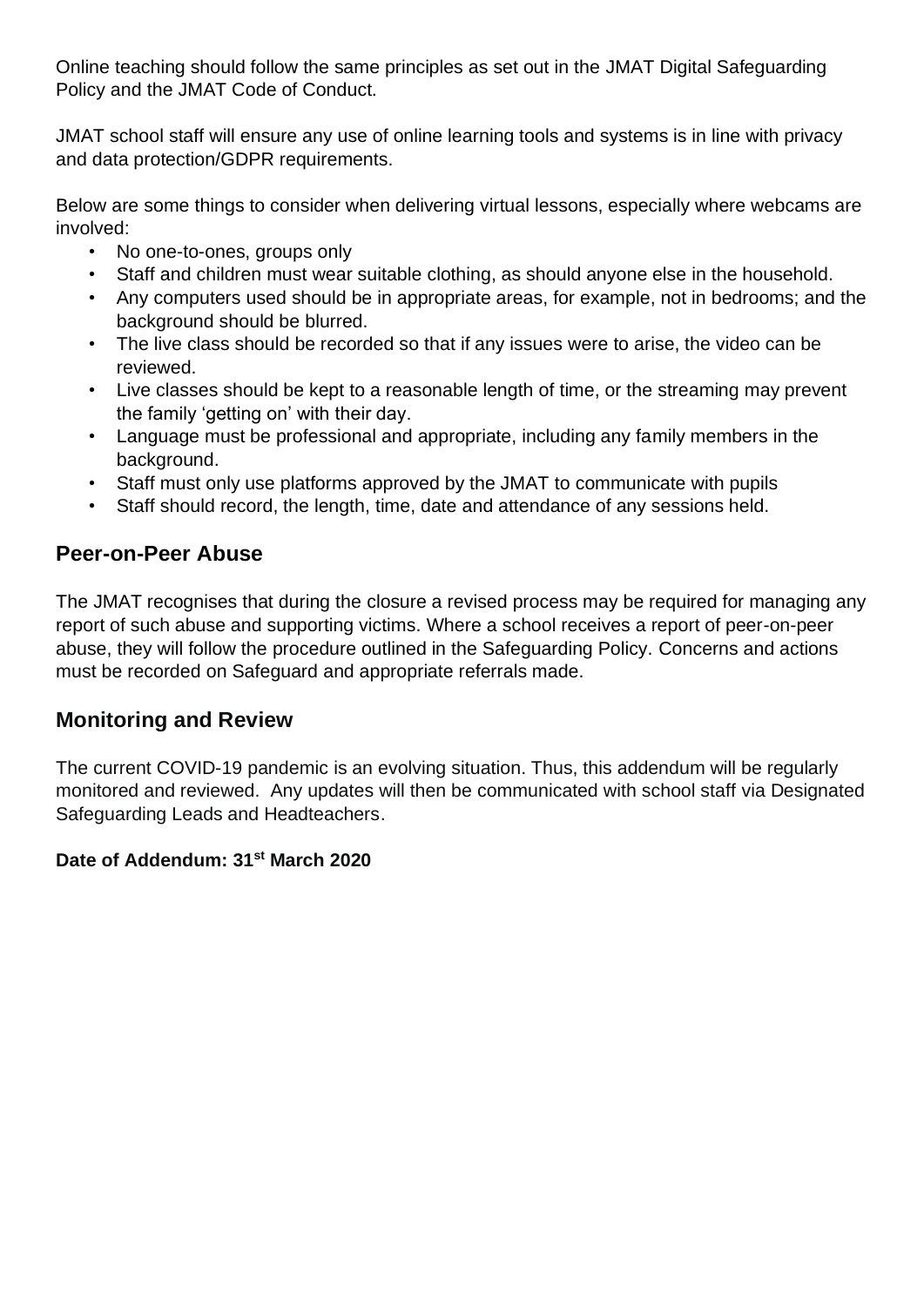Online teaching should follow the same principles as set out in the JMAT Digital Safeguarding Policy and the JMAT Code of Conduct.

JMAT school staff will ensure any use of online learning tools and systems is in line with privacy and data protection/GDPR requirements.

Below are some things to consider when delivering virtual lessons, especially where webcams are involved:

- No one-to-ones, groups only
- Staff and children must wear suitable clothing, as should anyone else in the household.
- Any computers used should be in appropriate areas, for example, not in bedrooms; and the background should be blurred.
- The live class should be recorded so that if any issues were to arise, the video can be reviewed.
- Live classes should be kept to a reasonable length of time, or the streaming may prevent the family 'getting on' with their day.
- Language must be professional and appropriate, including any family members in the background.
- Staff must only use platforms approved by the JMAT to communicate with pupils
- Staff should record, the length, time, date and attendance of any sessions held.

## Peer-on-Peer Abuse

The JMAT recognises that during the closure a revised process may be required for managing any report of such abuse and supporting victims. Where a school receives a report of peer-on-peer abuse, they will follow the procedure outlined in the Safeguarding Policy. Concerns and actions must be recorded on Safeguard and appropriate referrals made.

## Monitoring and Review

The current COVID-19 pandemic is an evolving situation. Thus, this addendum will be regularly monitored and reviewed. Any updates will then be communicated with school staff via Designated Safeguarding Leads and Headteachers.

**Date of Addendum: 31st March 2020**